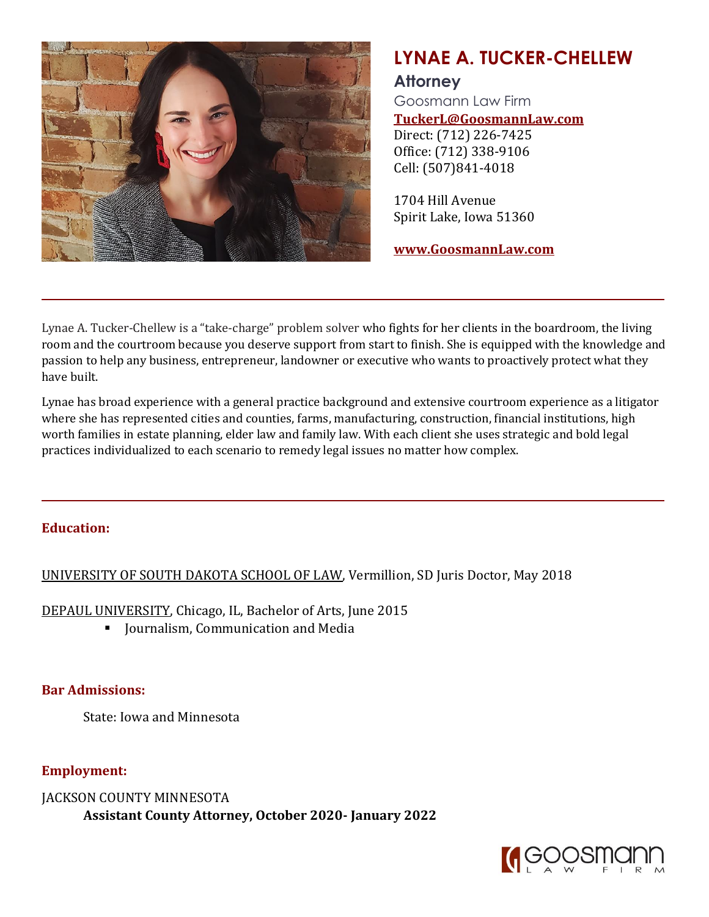# LYNAE A. TUCKER-CHELLEW

**Attorney**

Goosmann Law Firm

**TuckerL@GoosmannLaw.com**

Direct: (712) 226-7425

Office: (712) 338-9106

Cell: (507)841-4018

1704 Hill Avenue

Spirit Lake, Iowa 51360

**www.GoosmannLaw.com**

---

Lynae A. Tucker-Chellew is a "take-charge" problem solver who fights for her clients in the boardroom, the living room and the courtroom because you deserve support from start to finish. She is equipped with the knowledge and passion to help any business, entrepreneur, landowner or executive who wants to proactively protect what they have built.

Lynae has broad experience with a general practice background and extensive courtroom experience as a litigator where she has represented cities and counties, farms, manufacturing, construction, financial institutions, high worth families in estate planning, elder law and family law. With each client she uses strategic and bold legal practices individualized to each scenario to remedy legal issues no matter how complex.

---

## Education:

UNIVERSITY OF SOUTH DAKOTA SCHOOL OF LAW, Vermillion, SD Juris Doctor, May 2018

DEPAUL UNIVERSITY, Chicago, IL, Bachelor of Arts, June 2015

- Journalism, Communication and Media

## Bar Admissions:

State: Iowa and Minnesota

## Employment:

JACKSON COUNTY MINNESOTA

**Assistant County Attorney, October 2020- January 2022**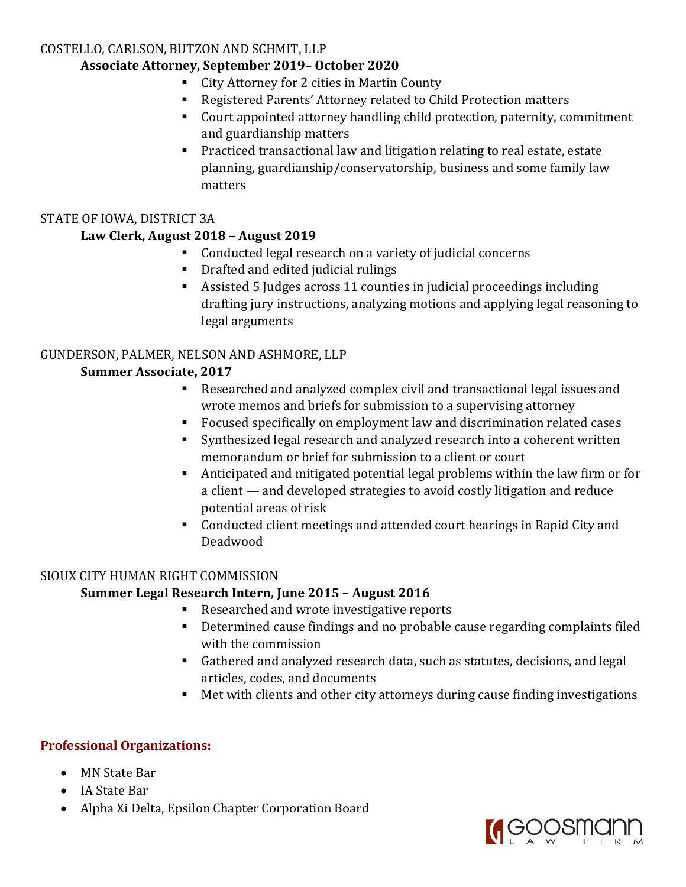COSTELLO, CARLSON, BUTZON AND SCHMIT, LLP

**Associate Attorney, September 2019– October 2020**

- City Attorney for 2 cities in Martin County
- Registered Parents' Attorney related to Child Protection matters
- Court appointed attorney handling child protection, paternity, commitment and guardianship matters
- Practiced transactional law and litigation relating to real estate, estate planning, guardianship/conservatorship, business and some family law matters

STATE OF IOWA, DISTRICT 3A

**Law Clerk, August 2018 – August 2019**

- Conducted legal research on a variety of judicial concerns
- Drafted and edited judicial rulings
- Assisted 5 Judges across 11 counties in judicial proceedings including drafting jury instructions, analyzing motions and applying legal reasoning to legal arguments

GUNDERSON, PALMER, NELSON AND ASHMORE, LLP

**Summer Associate, 2017**

- Researched and analyzed complex civil and transactional legal issues and wrote memos and briefs for submission to a supervising attorney
- Focused specifically on employment law and discrimination related cases
- Synthesized legal research and analyzed research into a coherent written memorandum or brief for submission to a client or court
- Anticipated and mitigated potential legal problems within the law firm or for a client — and developed strategies to avoid costly litigation and reduce potential areas of risk
- Conducted client meetings and attended court hearings in Rapid City and Deadwood

SIOUX CITY HUMAN RIGHT COMMISSION

**Summer Legal Research Intern, June 2015 – August 2016**

- Researched and wrote investigative reports
- Determined cause findings and no probable cause regarding complaints filed with the commission
- Gathered and analyzed research data, such as statutes, decisions, and legal articles, codes, and documents
- Met with clients and other city attorneys during cause finding investigations

## Professional Organizations:

- MN State Bar
- IA State Bar
- Alpha Xi Delta, Epsilon Chapter Corporation Board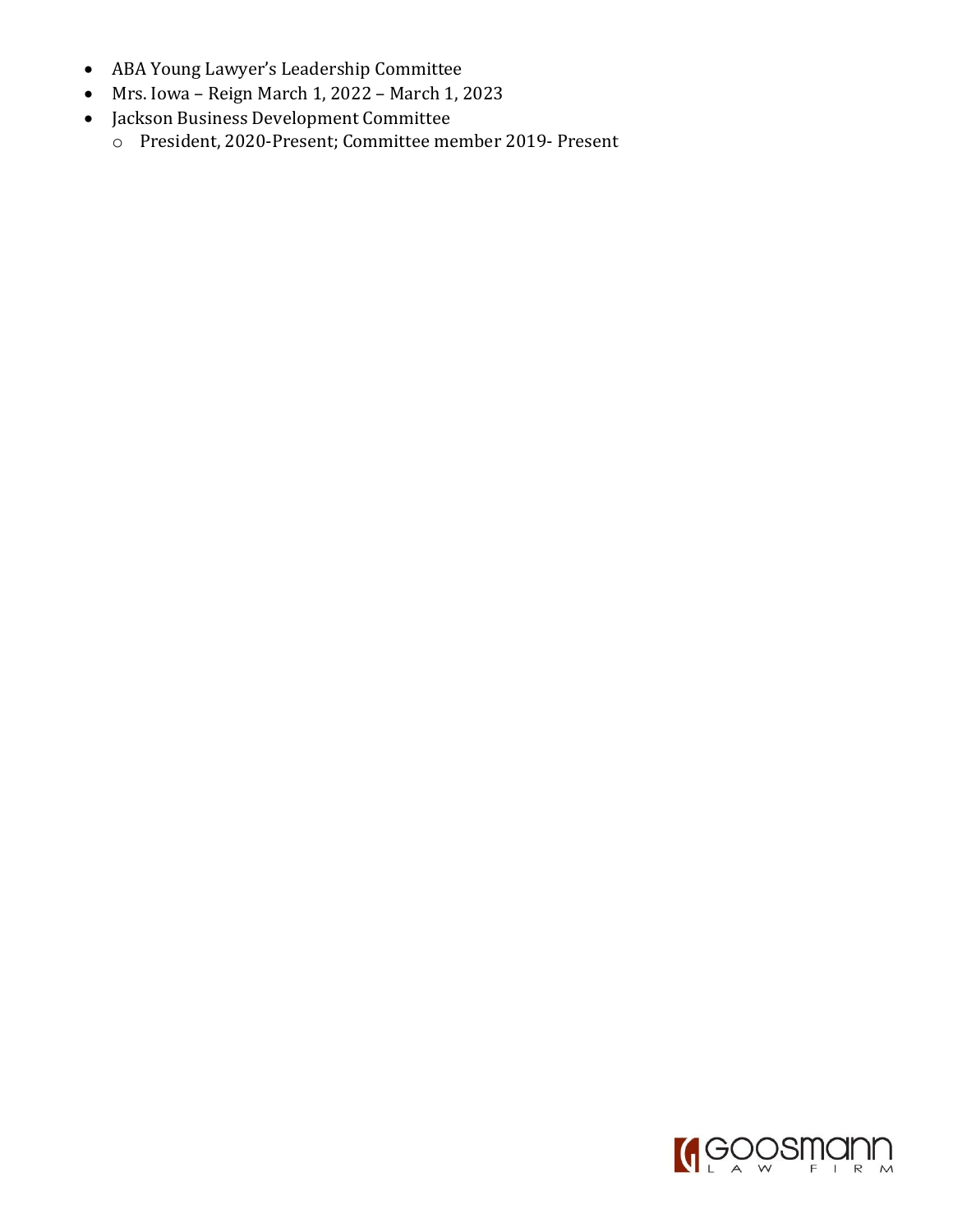- ABA Young Lawyer's Leadership Committee
- Mrs. Iowa – Reign March 1, 2022 – March 1, 2023
- Jackson Business Development Committee
  - President, 2020-Present; Committee member 2019- Present